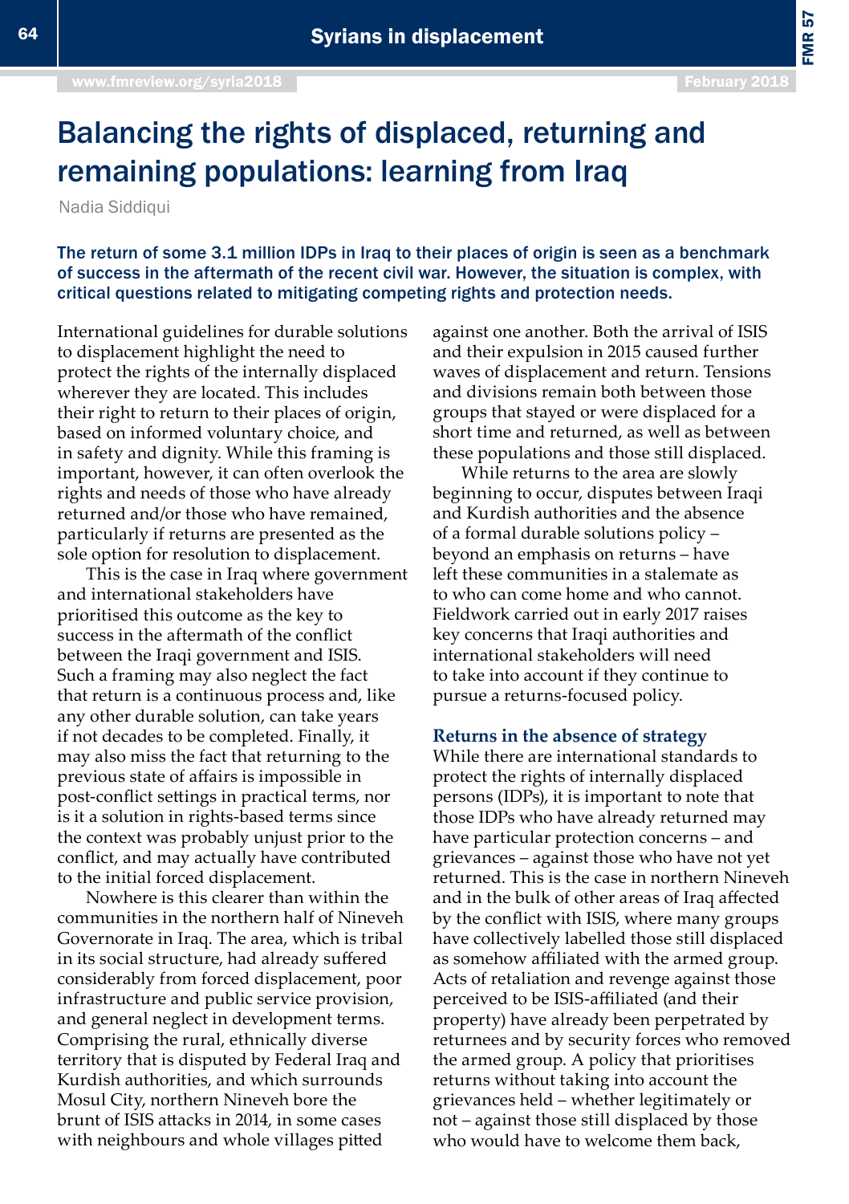# Balancing the rights of displaced, returning and remaining populations: learning from Iraq

Nadia Siddiqui

**The return of some 3.1 million IDPs in Iraq to their places of origin is seen as a benchmark of success in the aftermath of the recent civil war. However, the situation is complex, with critical questions related to mitigating competing rights and protection needs.**

International guidelines for durable solutions to displacement highlight the need to protect the rights of the internally displaced wherever they are located. This includes their right to return to their places of origin, based on informed voluntary choice, and in safety and dignity. While this framing is important, however, it can often overlook the rights and needs of those who have already returned and/or those who have remained, particularly if returns are presented as the sole option for resolution to displacement.

This is the case in Iraq where government and international stakeholders have prioritised this outcome as the key to success in the aftermath of the conflict between the Iraqi government and ISIS. Such a framing may also neglect the fact that return is a continuous process and, like any other durable solution, can take years if not decades to be completed. Finally, it may also miss the fact that returning to the previous state of affairs is impossible in post-conflict settings in practical terms, nor is it a solution in rights-based terms since the context was probably unjust prior to the conflict, and may actually have contributed to the initial forced displacement.

Nowhere is this clearer than within the communities in the northern half of Nineveh Governorate in Iraq. The area, which is tribal in its social structure, had already suffered considerably from forced displacement, poor infrastructure and public service provision, and general neglect in development terms. Comprising the rural, ethnically diverse territory that is disputed by Federal Iraq and Kurdish authorities, and which surrounds Mosul City, northern Nineveh bore the brunt of ISIS attacks in 2014, in some cases with neighbours and whole villages pitted against one another. Both the arrival of ISIS and their expulsion in 2015 caused further waves of displacement and return. Tensions and divisions remain both between those groups that stayed or were displaced for a short time and returned, as well as between these populations and those still displaced.

While returns to the area are slowly beginning to occur, disputes between Iraqi and Kurdish authorities and the absence of a formal durable solutions policy – beyond an emphasis on returns – have left these communities in a stalemate as to who can come home and who cannot. Fieldwork carried out in early 2017 raises key concerns that Iraqi authorities and international stakeholders will need to take into account if they continue to pursue a returns-focused policy.

## Returns in the absence of strategy

While there are international standards to protect the rights of internally displaced persons (IDPs), it is important to note that those IDPs who have already returned may have particular protection concerns – and grievances – against those who have not yet returned. This is the case in northern Nineveh and in the bulk of other areas of Iraq affected by the conflict with ISIS, where many groups have collectively labelled those still displaced as somehow affiliated with the armed group. Acts of retaliation and revenge against those perceived to be ISIS-affiliated (and their property) have already been perpetrated by returnees and by security forces who removed the armed group. A policy that prioritises returns without taking into account the grievances held – whether legitimately or not – against those still displaced by those who would have to welcome them back,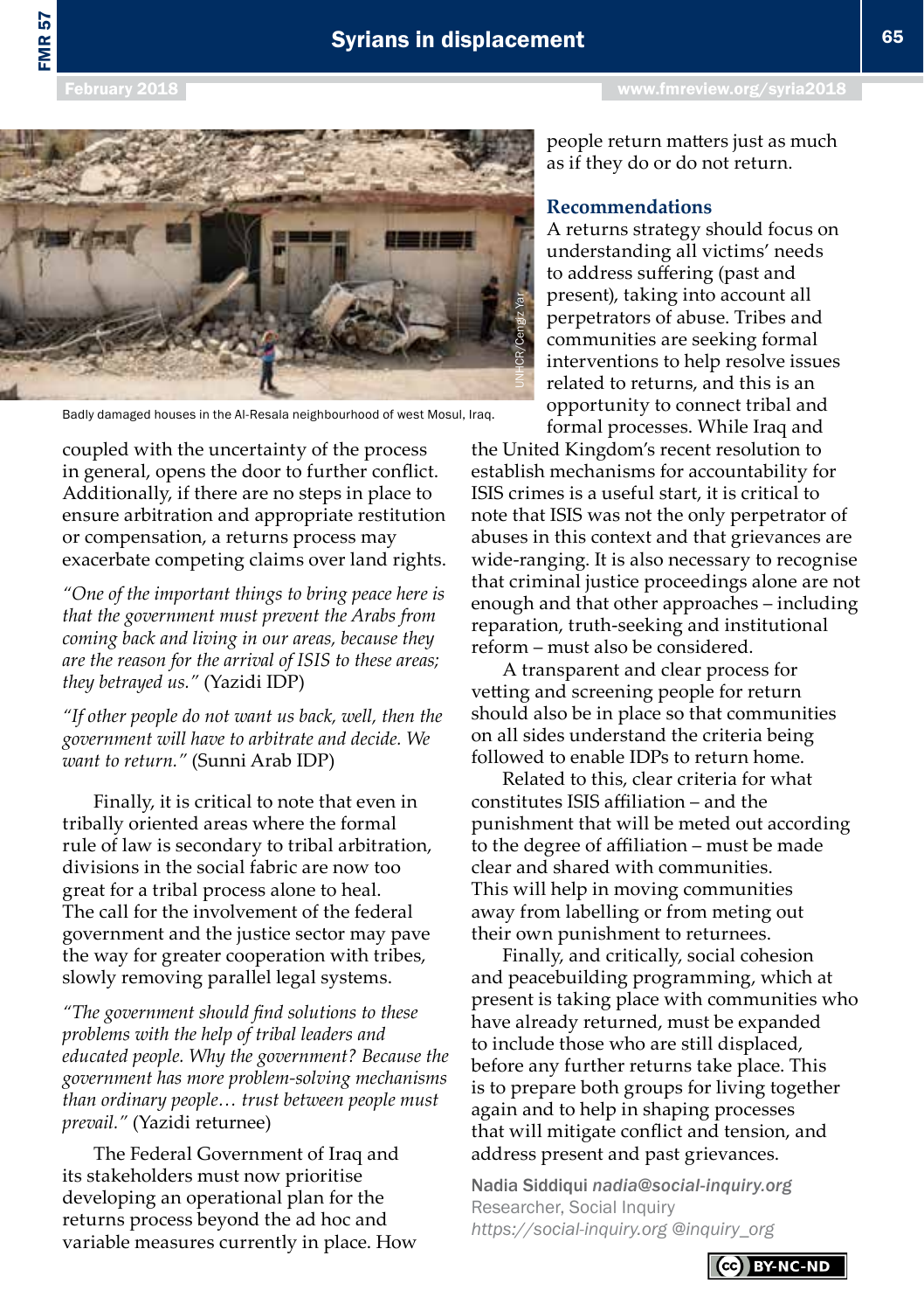Badly damaged houses in the Al-Resala neighbourhood of west Mosul, Iraq.

coupled with the uncertainty of the process in general, opens the door to further conflict. Additionally, if there are no steps in place to ensure arbitration and appropriate restitution or compensation, a returns process may exacerbate competing claims over land rights.

*"One of the important things to bring peace here is that the government must prevent the Arabs from coming back and living in our areas, because they are the reason for the arrival of ISIS to these areas; they betrayed us."* (Yazidi IDP)

*"If other people do not want us back, well, then the government will have to arbitrate and decide. We want to return."* (Sunni Arab IDP)

Finally, it is critical to note that even in tribally oriented areas where the formal rule of law is secondary to tribal arbitration, divisions in the social fabric are now too great for a tribal process alone to heal. The call for the involvement of the federal government and the justice sector may pave the way for greater cooperation with tribes, slowly removing parallel legal systems.

*"The government should find solutions to these problems with the help of tribal leaders and educated people. Why the government? Because the government has more problem-solving mechanisms than ordinary people… trust between people must prevail."* (Yazidi returnee)

The Federal Government of Iraq and its stakeholders must now prioritise developing an operational plan for the returns process beyond the ad hoc and variable measures currently in place. How people return matters just as much as if they do or do not return.

## Recommendations

A returns strategy should focus on understanding all victims' needs to address suffering (past and present), taking into account all perpetrators of abuse. Tribes and communities are seeking formal interventions to help resolve issues related to returns, and this is an opportunity to connect tribal and formal processes. While Iraq and the United Kingdom's recent resolution to establish mechanisms for accountability for ISIS crimes is a useful start, it is critical to note that ISIS was not the only perpetrator of abuses in this context and that grievances are wide-ranging. It is also necessary to recognise that criminal justice proceedings alone are not enough and that other approaches – including reparation, truth-seeking and institutional reform – must also be considered.

A transparent and clear process for vetting and screening people for return should also be in place so that communities on all sides understand the criteria being followed to enable IDPs to return home.

Related to this, clear criteria for what constitutes ISIS affiliation – and the punishment that will be meted out according to the degree of affiliation – must be made clear and shared with communities. This will help in moving communities away from labelling or from meting out their own punishment to returnees.

Finally, and critically, social cohesion and peacebuilding programming, which at present is taking place with communities who have already returned, must be expanded to include those who are still displaced, before any further returns take place. This is to prepare both groups for living together again and to help in shaping processes that will mitigate conflict and tension, and address present and past grievances.

**Nadia Siddiqui** *nadia@social-inquiry.org*
Researcher, Social Inquiry
*https://social-inquiry.org @inquiry_org*